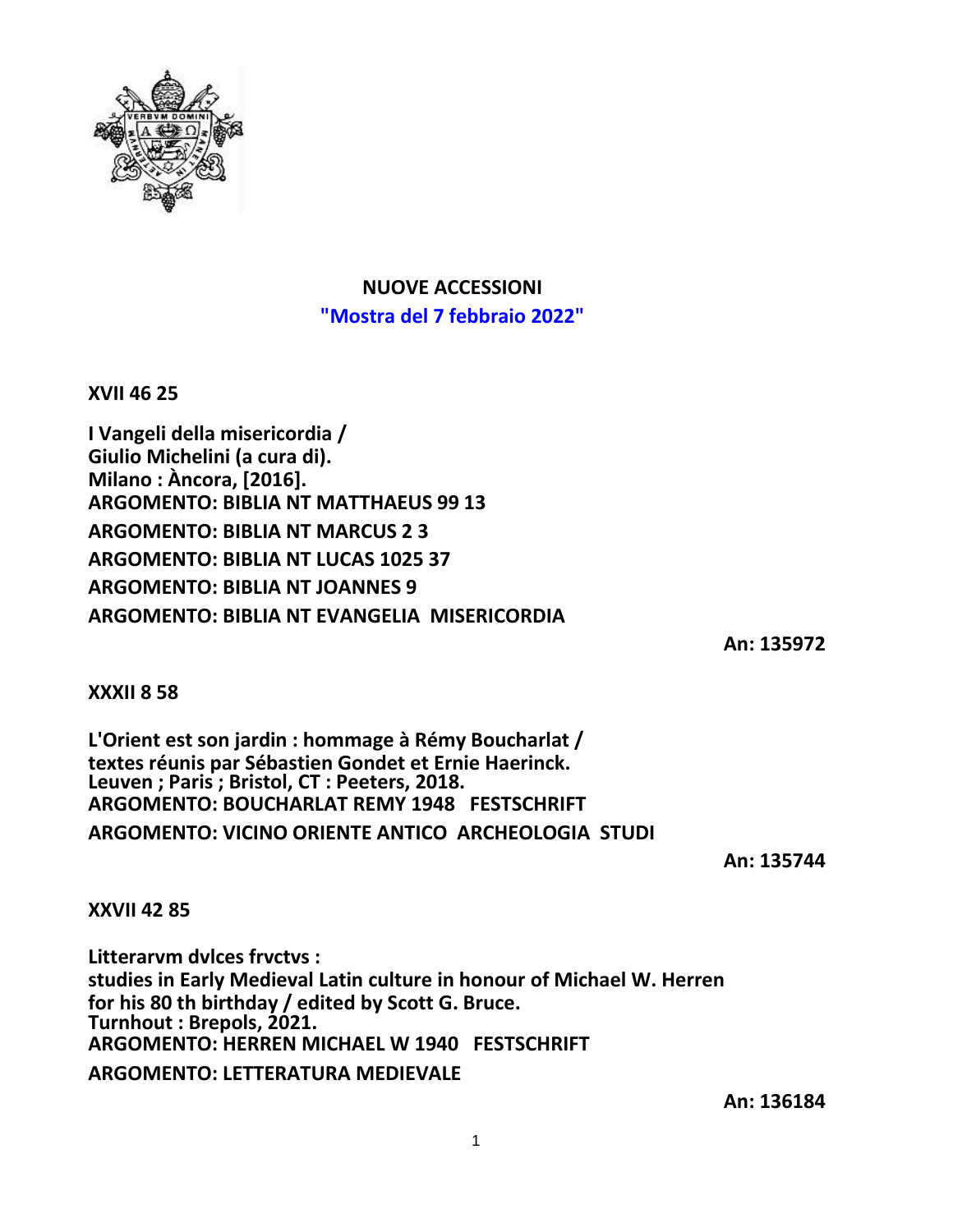## NUOVE ACCESSIONI

**"Mostra del 7 febbraio 2022"**

**XVII 46 25**

**I Vangeli della misericordia /**
**Giulio Michelini (a cura di).**
**Milano : Àncora, [2016].**
**ARGOMENTO: BIBLIA NT MATTHAEUS 99 13**
**ARGOMENTO: BIBLIA NT MARCUS 2 3**
**ARGOMENTO: BIBLIA NT LUCAS 1025 37**
**ARGOMENTO: BIBLIA NT JOANNES 9**
**ARGOMENTO: BIBLIA NT EVANGELIA MISERICORDIA**

**An: 135972**

**XXXII 8 58**

**L'Orient est son jardin : hommage à Rémy Boucharlat /**
**textes réunis par Sébastien Gondet et Ernie Haerinck.**
**Leuven ; Paris ; Bristol, CT : Peeters, 2018.**
**ARGOMENTO: BOUCHARLAT REMY 1948 FESTSCHRIFT**
**ARGOMENTO: VICINO ORIENTE ANTICO ARCHEOLOGIA STUDI**

**An: 135744**

**XXVII 42 85**

**Litterarvm dvlces frvctvs :**
**studies in Early Medieval Latin culture in honour of Michael W. Herren**
**for his 80 th birthday / edited by Scott G. Bruce.**
**Turnhout : Brepols, 2021.**
**ARGOMENTO: HERREN MICHAEL W 1940 FESTSCHRIFT**
**ARGOMENTO: LETTERATURA MEDIEVALE**

**An: 136184**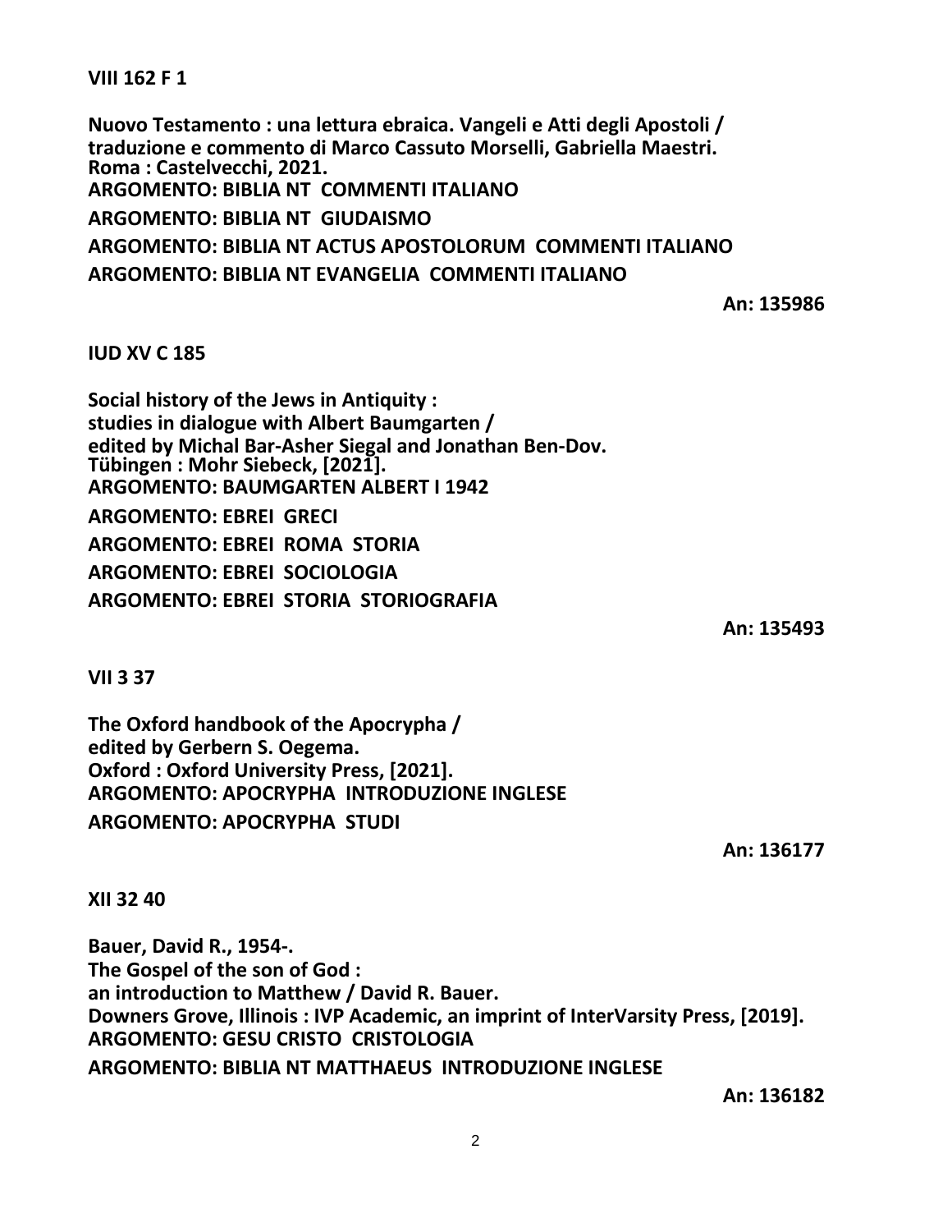**VIII 162 F 1**

**Nuovo Testamento : una lettura ebraica. Vangeli e Atti degli Apostoli / traduzione e commento di Marco Cassuto Morselli, Gabriella Maestri. Roma : Castelvecchi, 2021.**
**ARGOMENTO: BIBLIA NT COMMENTI ITALIANO**
**ARGOMENTO: BIBLIA NT GIUDAISMO**
**ARGOMENTO: BIBLIA NT ACTUS APOSTOLORUM COMMENTI ITALIANO**
**ARGOMENTO: BIBLIA NT EVANGELIA COMMENTI ITALIANO**

**An: 135986**

**IUD XV C 185**

**Social history of the Jews in Antiquity : studies in dialogue with Albert Baumgarten / edited by Michal Bar-Asher Siegal and Jonathan Ben-Dov. Tübingen : Mohr Siebeck, [2021].**
**ARGOMENTO: BAUMGARTEN ALBERT I 1942**
**ARGOMENTO: EBREI GRECI**
**ARGOMENTO: EBREI ROMA STORIA**
**ARGOMENTO: EBREI SOCIOLOGIA**
**ARGOMENTO: EBREI STORIA STORIOGRAFIA**

**An: 135493**

**VII 3 37**

**The Oxford handbook of the Apocrypha / edited by Gerbern S. Oegema. Oxford : Oxford University Press, [2021].**
**ARGOMENTO: APOCRYPHA INTRODUZIONE INGLESE**
**ARGOMENTO: APOCRYPHA STUDI**

**An: 136177**

**XII 32 40**

**Bauer, David R., 1954-. The Gospel of the son of God : an introduction to Matthew / David R. Bauer. Downers Grove, Illinois : IVP Academic, an imprint of InterVarsity Press, [2019].**
**ARGOMENTO: GESU CRISTO CRISTOLOGIA**
**ARGOMENTO: BIBLIA NT MATTHAEUS INTRODUZIONE INGLESE**

**An: 136182**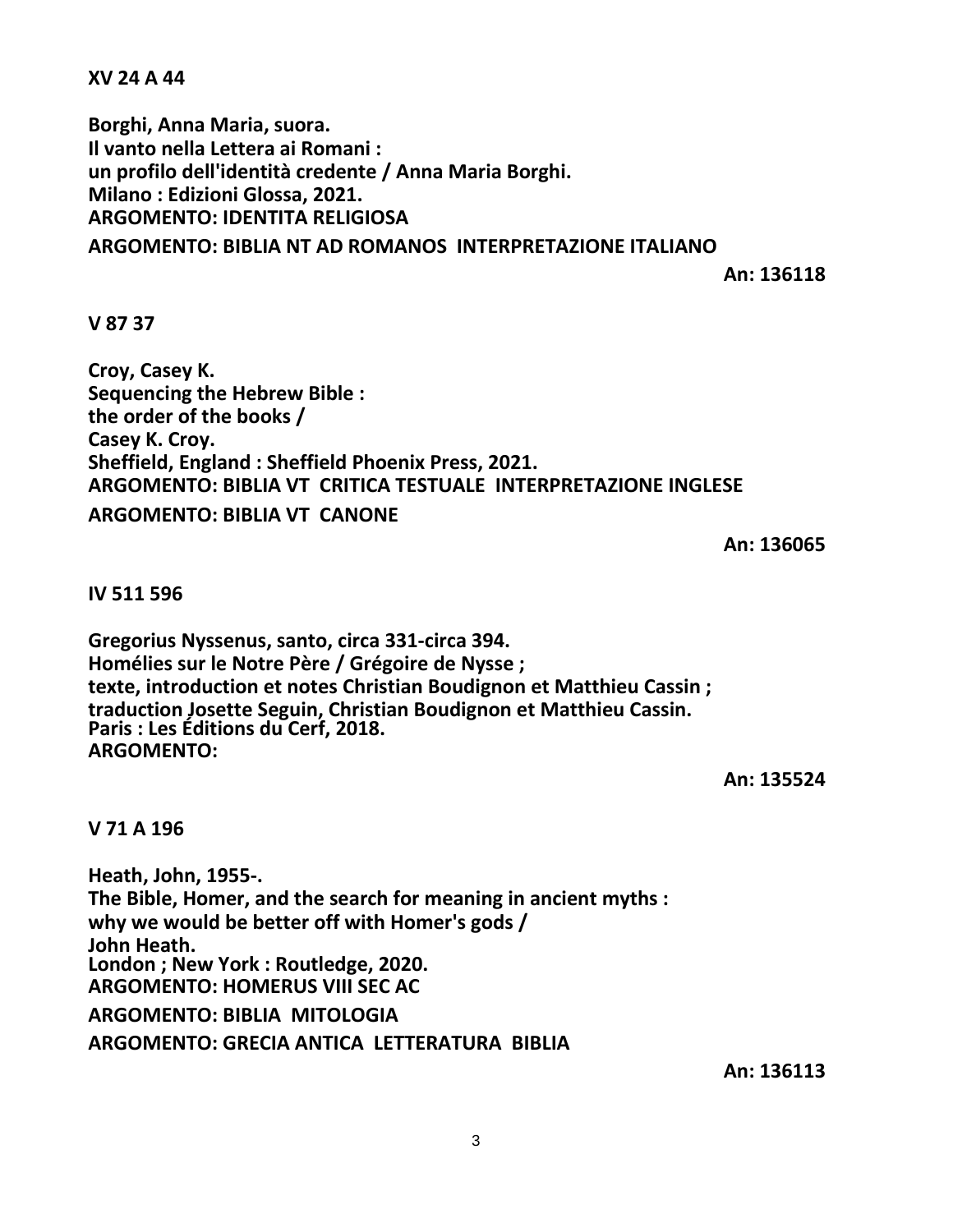**XV 24 A 44**

**Borghi, Anna Maria, suora.**
**Il vanto nella Lettera ai Romani :**
**un profilo dell'identità credente / Anna Maria Borghi.**
**Milano : Edizioni Glossa, 2021.**
**ARGOMENTO: IDENTITA RELIGIOSA**
**ARGOMENTO: BIBLIA NT AD ROMANOS INTERPRETAZIONE ITALIANO**

**An: 136118**

**V 87 37**

**Croy, Casey K.**
**Sequencing the Hebrew Bible :**
**the order of the books /**
**Casey K. Croy.**
**Sheffield, England : Sheffield Phoenix Press, 2021.**
**ARGOMENTO: BIBLIA VT CRITICA TESTUALE INTERPRETAZIONE INGLESE**
**ARGOMENTO: BIBLIA VT CANONE**

**An: 136065**

**IV 511 596**

**Gregorius Nyssenus, santo, circa 331-circa 394.**
**Homélies sur le Notre Père / Grégoire de Nysse ;**
**texte, introduction et notes Christian Boudignon et Matthieu Cassin ;**
**traduction Josette Seguin, Christian Boudignon et Matthieu Cassin.**
**Paris : Les Éditions du Cerf, 2018.**
**ARGOMENTO:**

**An: 135524**

**V 71 A 196**

**Heath, John, 1955-.**
**The Bible, Homer, and the search for meaning in ancient myths :**
**why we would be better off with Homer's gods /**
**John Heath.**
**London ; New York : Routledge, 2020.**
**ARGOMENTO: HOMERUS VIII SEC AC**
**ARGOMENTO: BIBLIA MITOLOGIA**
**ARGOMENTO: GRECIA ANTICA LETTERATURA BIBLIA**

**An: 136113**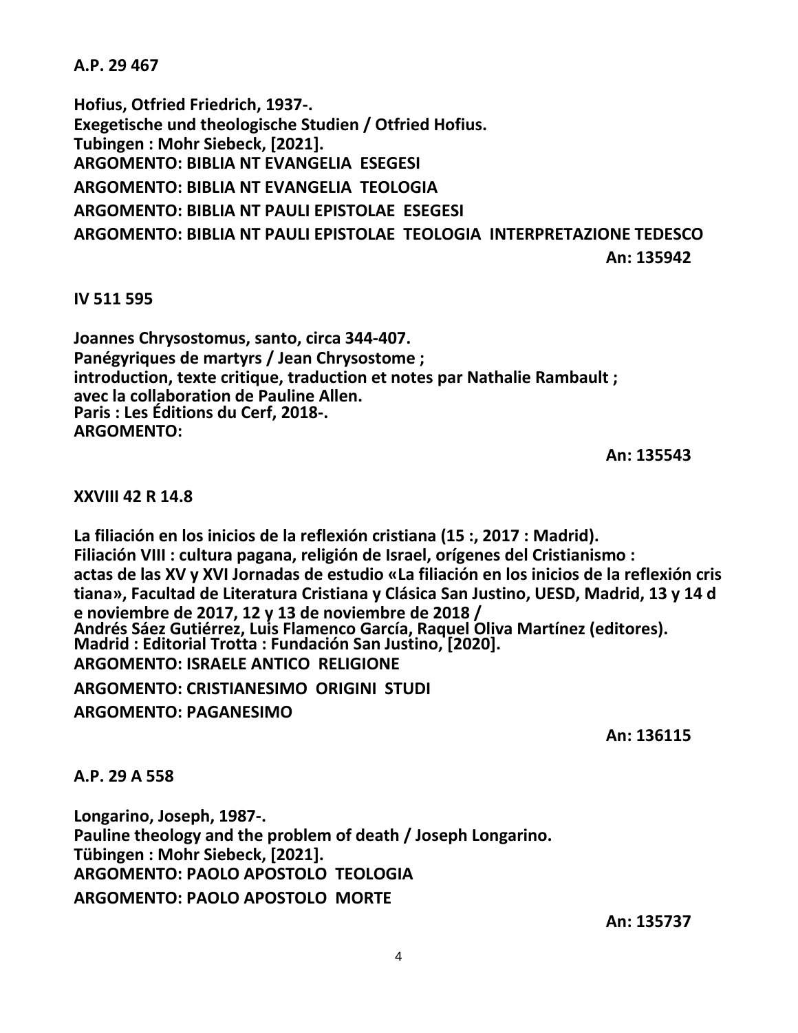**A.P. 29 467**

**Hofius, Otfried Friedrich, 1937-.**
**Exegetische und theologische Studien / Otfried Hofius.**
**Tubingen : Mohr Siebeck, [2021].**
**ARGOMENTO: BIBLIA NT EVANGELIA ESEGESI**
**ARGOMENTO: BIBLIA NT EVANGELIA TEOLOGIA**
**ARGOMENTO: BIBLIA NT PAULI EPISTOLAE ESEGESI**
**ARGOMENTO: BIBLIA NT PAULI EPISTOLAE TEOLOGIA INTERPRETAZIONE TEDESCO**

**An: 135942**

**IV 511 595**

**Joannes Chrysostomus, santo, circa 344-407.**
**Panégyriques de martyrs / Jean Chrysostome ;**
**introduction, texte critique, traduction et notes par Nathalie Rambault ;**
**avec la collaboration de Pauline Allen.**
**Paris : Les Éditions du Cerf, 2018-.**
**ARGOMENTO:**

**An: 135543**

**XXVIII 42 R 14.8**

**La filiación en los inicios de la reflexión cristiana (15 :, 2017 : Madrid).**
**Filiación VIII : cultura pagana, religión de Israel, orígenes del Cristianismo :**
**actas de las XV y XVI Jornadas de estudio «La filiación en los inicios de la reflexión cris tiana», Facultad de Literatura Cristiana y Clásica San Justino, UESD, Madrid, 13 y 14 d e noviembre de 2017, 12 y 13 de noviembre de 2018 /**
**Andrés Sáez Gutiérrez, Luis Flamenco García, Raquel Oliva Martínez (editores).**
**Madrid : Editorial Trotta : Fundación San Justino, [2020].**
**ARGOMENTO: ISRAELE ANTICO RELIGIONE**
**ARGOMENTO: CRISTIANESIMO ORIGINI STUDI**
**ARGOMENTO: PAGANESIMO**

**An: 136115**

**A.P. 29 A 558**

**Longarino, Joseph, 1987-.**
**Pauline theology and the problem of death / Joseph Longarino.**
**Tübingen : Mohr Siebeck, [2021].**
**ARGOMENTO: PAOLO APOSTOLO TEOLOGIA**
**ARGOMENTO: PAOLO APOSTOLO MORTE**

**An: 135737**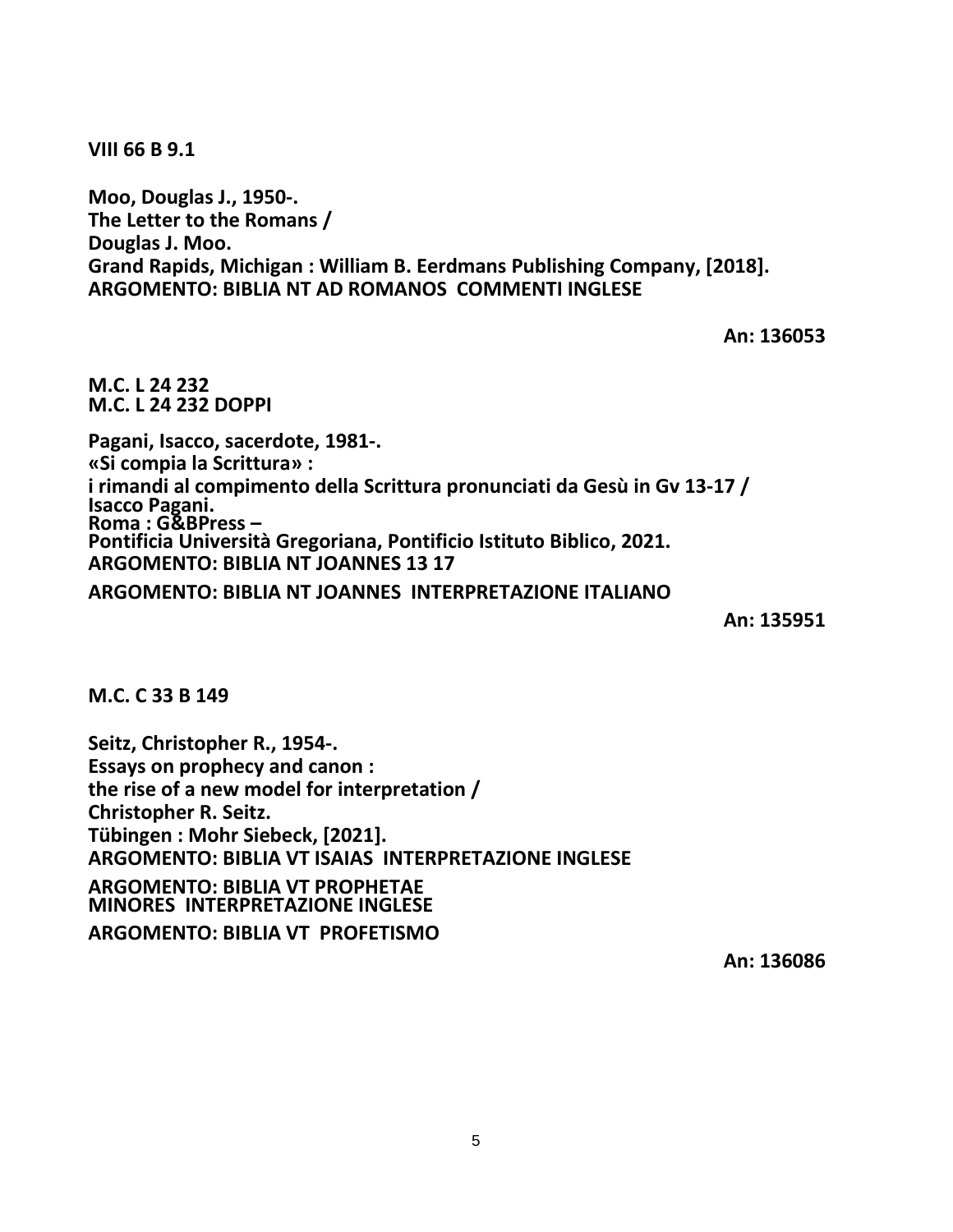**VIII 66 B 9.1**

**Moo, Douglas J., 1950-.**
**The Letter to the Romans /**
**Douglas J. Moo.**
**Grand Rapids, Michigan : William B. Eerdmans Publishing Company, [2018].**
**ARGOMENTO: BIBLIA NT AD ROMANOS COMMENTI INGLESE**

**An: 136053**

**M.C. L 24 232**
**M.C. L 24 232 DOPPI**

**Pagani, Isacco, sacerdote, 1981-.**
**«Si compia la Scrittura» :**
**i rimandi al compimento della Scrittura pronunciati da Gesù in Gv 13-17 /**
**Isacco Pagani.**
**Roma : G&BPress –**
**Pontificia Università Gregoriana, Pontificio Istituto Biblico, 2021.**
**ARGOMENTO: BIBLIA NT JOANNES 13 17**

**ARGOMENTO: BIBLIA NT JOANNES INTERPRETAZIONE ITALIANO**

**An: 135951**

**M.C. C 33 B 149**

**Seitz, Christopher R., 1954-.**
**Essays on prophecy and canon :**
**the rise of a new model for interpretation /**
**Christopher R. Seitz.**
**Tübingen : Mohr Siebeck, [2021].**
**ARGOMENTO: BIBLIA VT ISAIAS INTERPRETAZIONE INGLESE**

**ARGOMENTO: BIBLIA VT PROPHETAE MINORES INTERPRETAZIONE INGLESE**

**ARGOMENTO: BIBLIA VT PROFETISMO**

**An: 136086**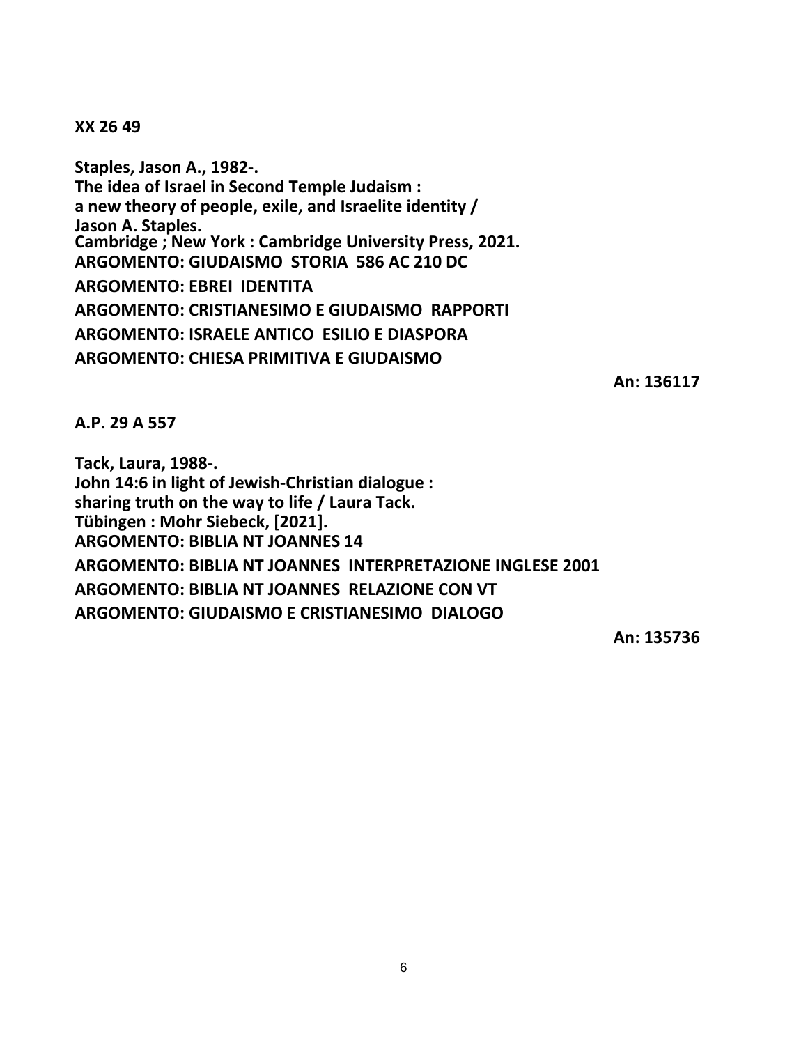**XX 26 49**

**Staples, Jason A., 1982-.**
**The idea of Israel in Second Temple Judaism :**
**a new theory of people, exile, and Israelite identity /**
**Jason A. Staples.**
**Cambridge ; New York : Cambridge University Press, 2021.**
**ARGOMENTO: GIUDAISMO STORIA 586 AC 210 DC**
**ARGOMENTO: EBREI IDENTITA**
**ARGOMENTO: CRISTIANESIMO E GIUDAISMO RAPPORTI**
**ARGOMENTO: ISRAELE ANTICO ESILIO E DIASPORA**
**ARGOMENTO: CHIESA PRIMITIVA E GIUDAISMO**

**An: 136117**

**A.P. 29 A 557**

**Tack, Laura, 1988-.**
**John 14:6 in light of Jewish-Christian dialogue :**
**sharing truth on the way to life / Laura Tack.**
**Tübingen : Mohr Siebeck, [2021].**
**ARGOMENTO: BIBLIA NT JOANNES 14**
**ARGOMENTO: BIBLIA NT JOANNES INTERPRETAZIONE INGLESE 2001**
**ARGOMENTO: BIBLIA NT JOANNES RELAZIONE CON VT**
**ARGOMENTO: GIUDAISMO E CRISTIANESIMO DIALOGO**

**An: 135736**